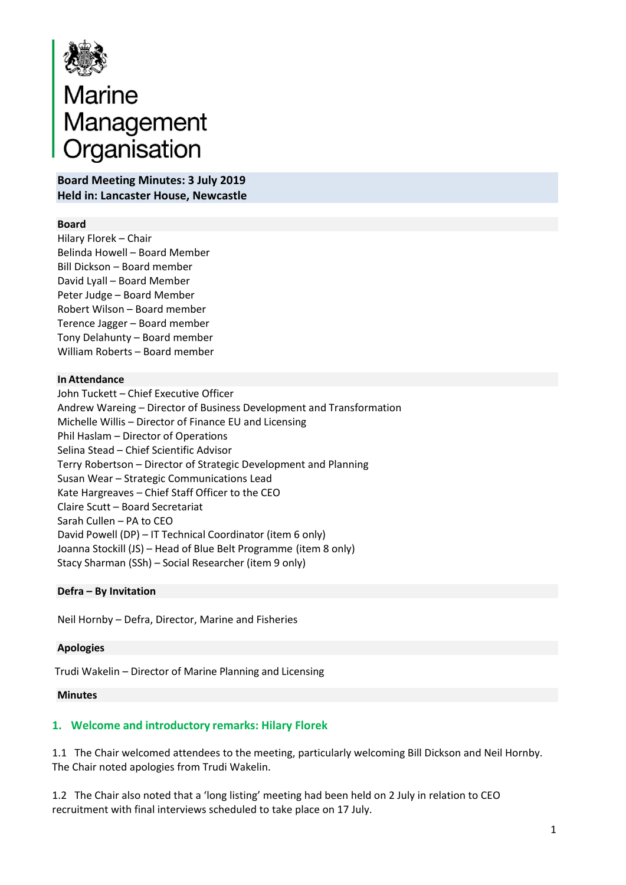# Marine Management Organisation

**Board Meeting Minutes: 3 July 2019**
**Held in: Lancaster House, Newcastle**

**Board**

Hilary Florek – Chair
Belinda Howell – Board Member
Bill Dickson – Board member
David Lyall – Board Member
Peter Judge – Board Member
Robert Wilson – Board member
Terence Jagger – Board member
Tony Delahunty – Board member
William Roberts – Board member

**In Attendance**

John Tuckett – Chief Executive Officer
Andrew Wareing – Director of Business Development and Transformation
Michelle Willis – Director of Finance EU and Licensing
Phil Haslam – Director of Operations
Selina Stead – Chief Scientific Advisor
Terry Robertson – Director of Strategic Development and Planning
Susan Wear – Strategic Communications Lead
Kate Hargreaves – Chief Staff Officer to the CEO
Claire Scutt – Board Secretariat
Sarah Cullen – PA to CEO
David Powell (DP) – IT Technical Coordinator (item 6 only)
Joanna Stockill (JS) – Head of Blue Belt Programme (item 8 only)
Stacy Sharman (SSh) – Social Researcher (item 9 only)

**Defra – By Invitation**

Neil Hornby – Defra, Director, Marine and Fisheries

**Apologies**

Trudi Wakelin – Director of Marine Planning and Licensing

**Minutes**

## 1. Welcome and introductory remarks: Hilary Florek

1.1 The Chair welcomed attendees to the meeting, particularly welcoming Bill Dickson and Neil Hornby. The Chair noted apologies from Trudi Wakelin.

1.2 The Chair also noted that a 'long listing' meeting had been held on 2 July in relation to CEO recruitment with final interviews scheduled to take place on 17 July.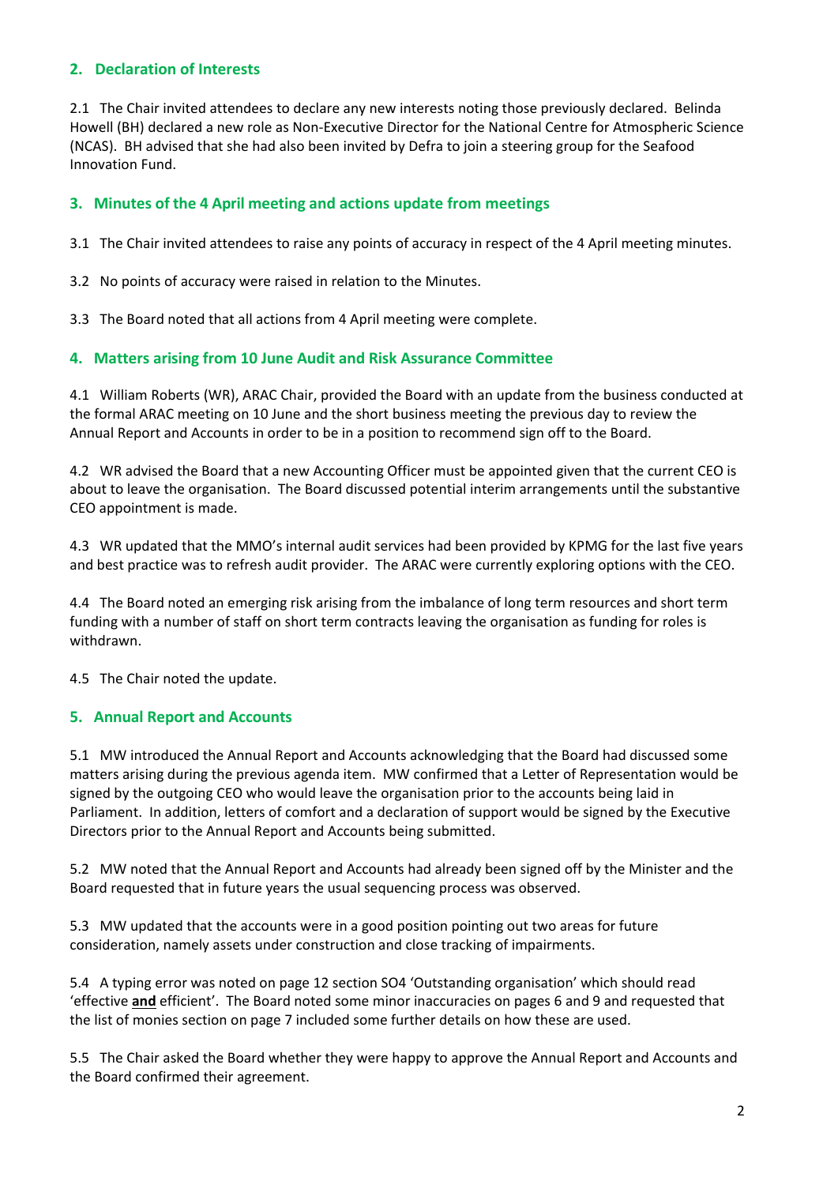## 2. Declaration of Interests

2.1 The Chair invited attendees to declare any new interests noting those previously declared. Belinda Howell (BH) declared a new role as Non-Executive Director for the National Centre for Atmospheric Science (NCAS). BH advised that she had also been invited by Defra to join a steering group for the Seafood Innovation Fund.

## 3. Minutes of the 4 April meeting and actions update from meetings

3.1 The Chair invited attendees to raise any points of accuracy in respect of the 4 April meeting minutes.

3.2 No points of accuracy were raised in relation to the Minutes.

3.3 The Board noted that all actions from 4 April meeting were complete.

## 4. Matters arising from 10 June Audit and Risk Assurance Committee

4.1 William Roberts (WR), ARAC Chair, provided the Board with an update from the business conducted at the formal ARAC meeting on 10 June and the short business meeting the previous day to review the Annual Report and Accounts in order to be in a position to recommend sign off to the Board.

4.2 WR advised the Board that a new Accounting Officer must be appointed given that the current CEO is about to leave the organisation. The Board discussed potential interim arrangements until the substantive CEO appointment is made.

4.3 WR updated that the MMO's internal audit services had been provided by KPMG for the last five years and best practice was to refresh audit provider. The ARAC were currently exploring options with the CEO.

4.4 The Board noted an emerging risk arising from the imbalance of long term resources and short term funding with a number of staff on short term contracts leaving the organisation as funding for roles is withdrawn.

4.5 The Chair noted the update.

## 5. Annual Report and Accounts

5.1 MW introduced the Annual Report and Accounts acknowledging that the Board had discussed some matters arising during the previous agenda item. MW confirmed that a Letter of Representation would be signed by the outgoing CEO who would leave the organisation prior to the accounts being laid in Parliament. In addition, letters of comfort and a declaration of support would be signed by the Executive Directors prior to the Annual Report and Accounts being submitted.

5.2 MW noted that the Annual Report and Accounts had already been signed off by the Minister and the Board requested that in future years the usual sequencing process was observed.

5.3 MW updated that the accounts were in a good position pointing out two areas for future consideration, namely assets under construction and close tracking of impairments.

5.4 A typing error was noted on page 12 section SO4 'Outstanding organisation' which should read 'effective **and** efficient'. The Board noted some minor inaccuracies on pages 6 and 9 and requested that the list of monies section on page 7 included some further details on how these are used.

5.5 The Chair asked the Board whether they were happy to approve the Annual Report and Accounts and the Board confirmed their agreement.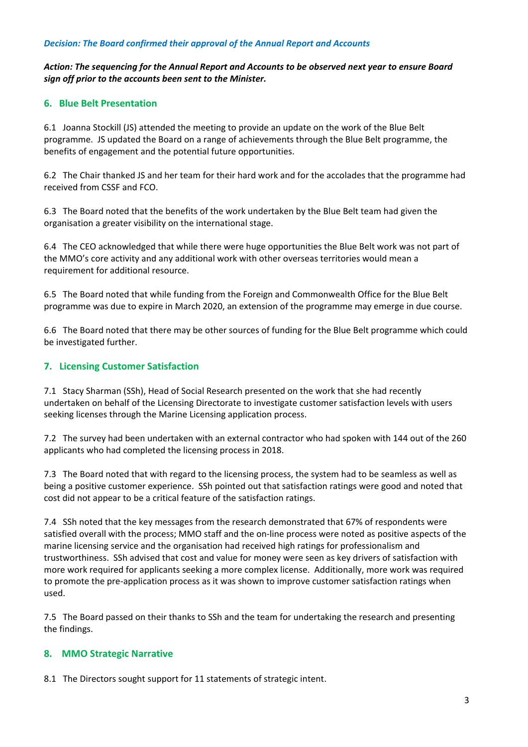***Decision: The Board confirmed their approval of the Annual Report and Accounts***

***Action: The sequencing for the Annual Report and Accounts to be observed next year to ensure Board sign off prior to the accounts been sent to the Minister.***

## 6. Blue Belt Presentation

6.1 Joanna Stockill (JS) attended the meeting to provide an update on the work of the Blue Belt programme. JS updated the Board on a range of achievements through the Blue Belt programme, the benefits of engagement and the potential future opportunities.

6.2 The Chair thanked JS and her team for their hard work and for the accolades that the programme had received from CSSF and FCO.

6.3 The Board noted that the benefits of the work undertaken by the Blue Belt team had given the organisation a greater visibility on the international stage.

6.4 The CEO acknowledged that while there were huge opportunities the Blue Belt work was not part of the MMO's core activity and any additional work with other overseas territories would mean a requirement for additional resource.

6.5 The Board noted that while funding from the Foreign and Commonwealth Office for the Blue Belt programme was due to expire in March 2020, an extension of the programme may emerge in due course.

6.6 The Board noted that there may be other sources of funding for the Blue Belt programme which could be investigated further.

## 7. Licensing Customer Satisfaction

7.1 Stacy Sharman (SSh), Head of Social Research presented on the work that she had recently undertaken on behalf of the Licensing Directorate to investigate customer satisfaction levels with users seeking licenses through the Marine Licensing application process.

7.2 The survey had been undertaken with an external contractor who had spoken with 144 out of the 260 applicants who had completed the licensing process in 2018.

7.3 The Board noted that with regard to the licensing process, the system had to be seamless as well as being a positive customer experience. SSh pointed out that satisfaction ratings were good and noted that cost did not appear to be a critical feature of the satisfaction ratings.

7.4 SSh noted that the key messages from the research demonstrated that 67% of respondents were satisfied overall with the process; MMO staff and the on-line process were noted as positive aspects of the marine licensing service and the organisation had received high ratings for professionalism and trustworthiness. SSh advised that cost and value for money were seen as key drivers of satisfaction with more work required for applicants seeking a more complex license. Additionally, more work was required to promote the pre-application process as it was shown to improve customer satisfaction ratings when used.

7.5 The Board passed on their thanks to SSh and the team for undertaking the research and presenting the findings.

## 8. MMO Strategic Narrative

8.1 The Directors sought support for 11 statements of strategic intent.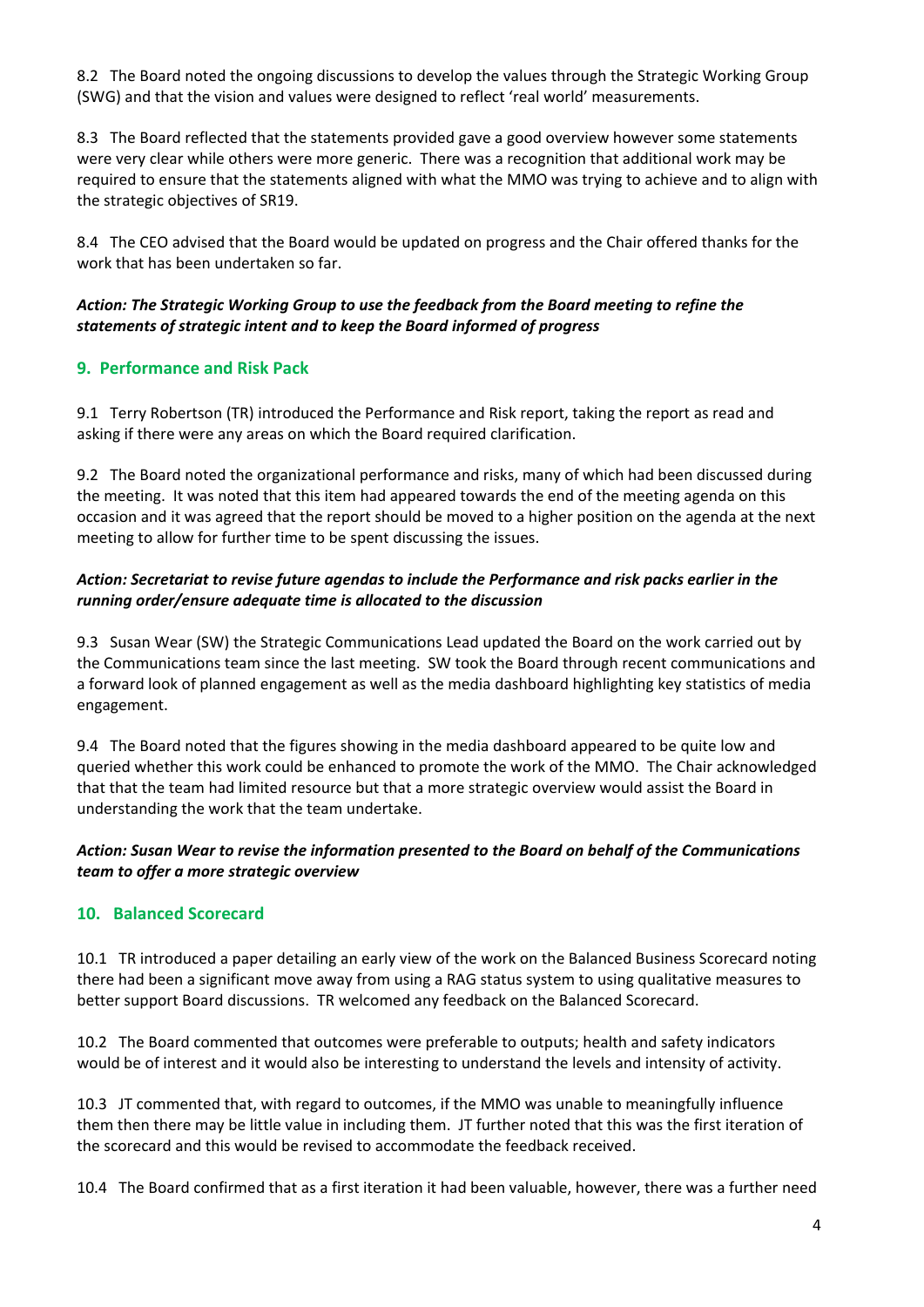8.2 The Board noted the ongoing discussions to develop the values through the Strategic Working Group (SWG) and that the vision and values were designed to reflect 'real world' measurements.

8.3 The Board reflected that the statements provided gave a good overview however some statements were very clear while others were more generic. There was a recognition that additional work may be required to ensure that the statements aligned with what the MMO was trying to achieve and to align with the strategic objectives of SR19.

8.4 The CEO advised that the Board would be updated on progress and the Chair offered thanks for the work that has been undertaken so far.

***Action: The Strategic Working Group to use the feedback from the Board meeting to refine the statements of strategic intent and to keep the Board informed of progress***

## 9. Performance and Risk Pack

9.1 Terry Robertson (TR) introduced the Performance and Risk report, taking the report as read and asking if there were any areas on which the Board required clarification.

9.2 The Board noted the organizational performance and risks, many of which had been discussed during the meeting. It was noted that this item had appeared towards the end of the meeting agenda on this occasion and it was agreed that the report should be moved to a higher position on the agenda at the next meeting to allow for further time to be spent discussing the issues.

***Action: Secretariat to revise future agendas to include the Performance and risk packs earlier in the running order/ensure adequate time is allocated to the discussion***

9.3 Susan Wear (SW) the Strategic Communications Lead updated the Board on the work carried out by the Communications team since the last meeting. SW took the Board through recent communications and a forward look of planned engagement as well as the media dashboard highlighting key statistics of media engagement.

9.4 The Board noted that the figures showing in the media dashboard appeared to be quite low and queried whether this work could be enhanced to promote the work of the MMO. The Chair acknowledged that that the team had limited resource but that a more strategic overview would assist the Board in understanding the work that the team undertake.

***Action: Susan Wear to revise the information presented to the Board on behalf of the Communications team to offer a more strategic overview***

## 10. Balanced Scorecard

10.1 TR introduced a paper detailing an early view of the work on the Balanced Business Scorecard noting there had been a significant move away from using a RAG status system to using qualitative measures to better support Board discussions. TR welcomed any feedback on the Balanced Scorecard.

10.2 The Board commented that outcomes were preferable to outputs; health and safety indicators would be of interest and it would also be interesting to understand the levels and intensity of activity.

10.3 JT commented that, with regard to outcomes, if the MMO was unable to meaningfully influence them then there may be little value in including them. JT further noted that this was the first iteration of the scorecard and this would be revised to accommodate the feedback received.

10.4 The Board confirmed that as a first iteration it had been valuable, however, there was a further need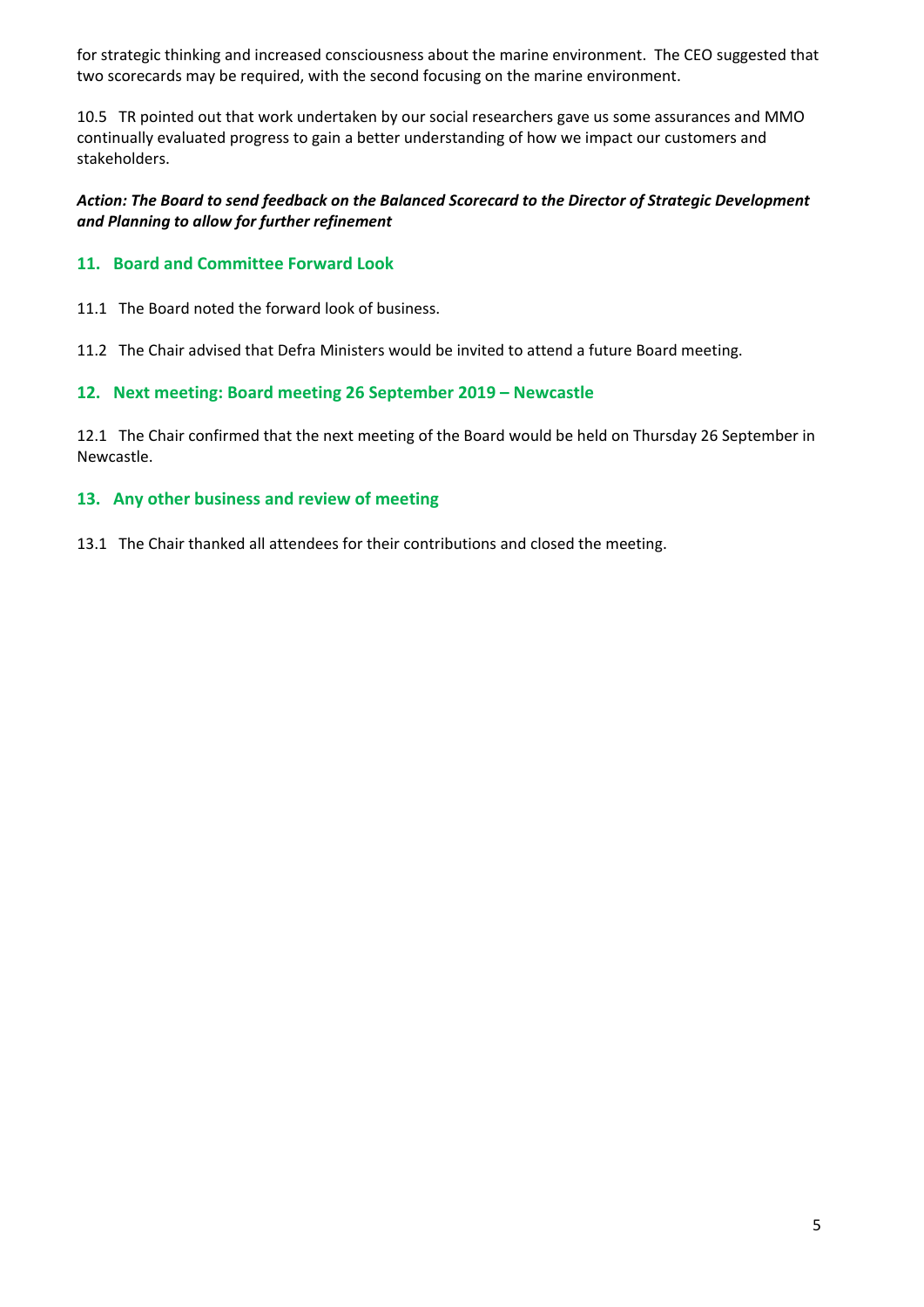for strategic thinking and increased consciousness about the marine environment. The CEO suggested that two scorecards may be required, with the second focusing on the marine environment.

10.5 TR pointed out that work undertaken by our social researchers gave us some assurances and MMO continually evaluated progress to gain a better understanding of how we impact our customers and stakeholders.

***Action: The Board to send feedback on the Balanced Scorecard to the Director of Strategic Development and Planning to allow for further refinement***

## 11. Board and Committee Forward Look

11.1 The Board noted the forward look of business.

11.2 The Chair advised that Defra Ministers would be invited to attend a future Board meeting.

## 12. Next meeting: Board meeting 26 September 2019 – Newcastle

12.1 The Chair confirmed that the next meeting of the Board would be held on Thursday 26 September in Newcastle.

## 13. Any other business and review of meeting

13.1 The Chair thanked all attendees for their contributions and closed the meeting.